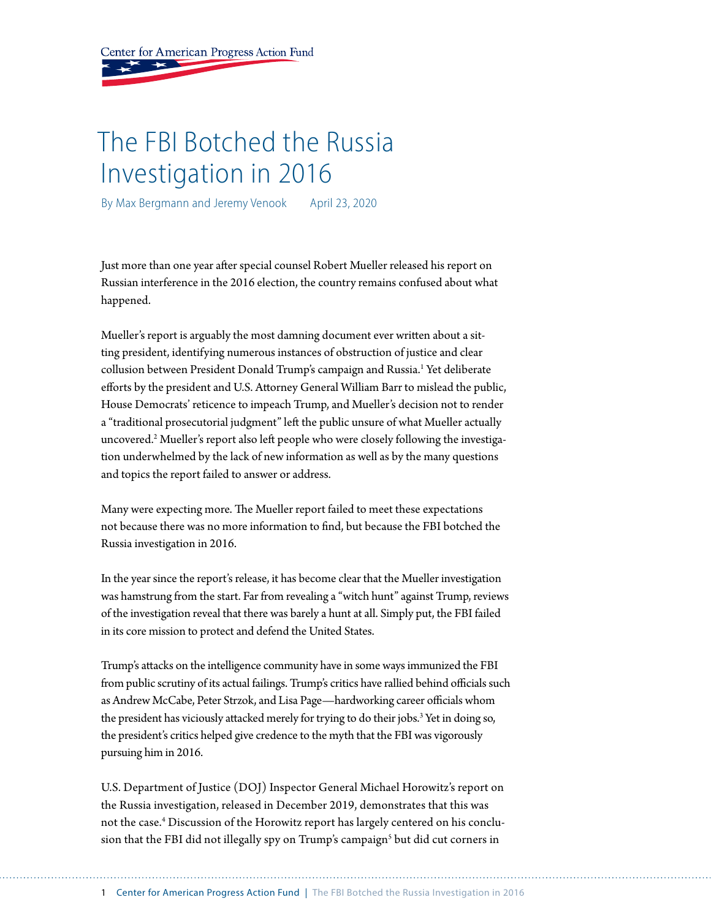Center for American Progress Action Fund

# The FBI Botched the Russia Investigation in 2016

By Max Bergmann and Jeremy Venook April 23, 2020

Just more than one year after special counsel Robert Mueller released his report on Russian interference in the 2016 election, the country remains confused about what happened.

Mueller's report is arguably the most damning document ever written about a sitting president, identifying numerous instances of obstruction of justice and clear collusion between President Donald Trump's campaign and Russia.[1] Yet deliberate efforts by the president and U.S. Attorney General William Barr to mislead the public, House Democrats' reticence to impeach Trump, and Mueller's decision not to render a "traditional prosecutorial judgment" left the public unsure of what Mueller actually uncovered.[2] Mueller's report also left people who were closely following the investigation underwhelmed by the lack of new information as well as by the many questions and topics the report failed to answer or address.

Many were expecting more. The Mueller report failed to meet these expectations not because there was no more information to find, but because the FBI botched the Russia investigation in 2016.

In the year since the report's release, it has become clear that the Mueller investigation was hamstrung from the start. Far from revealing a "witch hunt" against Trump, reviews of the investigation reveal that there was barely a hunt at all. Simply put, the FBI failed in its core mission to protect and defend the United States.

Trump's attacks on the intelligence community have in some ways immunized the FBI from public scrutiny of its actual failings. Trump's critics have rallied behind officials such as Andrew McCabe, Peter Strzok, and Lisa Page—hardworking career officials whom the president has viciously attacked merely for trying to do their jobs.[3] Yet in doing so, the president's critics helped give credence to the myth that the FBI was vigorously pursuing him in 2016.

U.S. Department of Justice (DOJ) Inspector General Michael Horowitz's report on the Russia investigation, released in December 2019, demonstrates that this was not the case.[4] Discussion of the Horowitz report has largely centered on his conclusion that the FBI did not illegally spy on Trump's campaign[5] but did cut corners in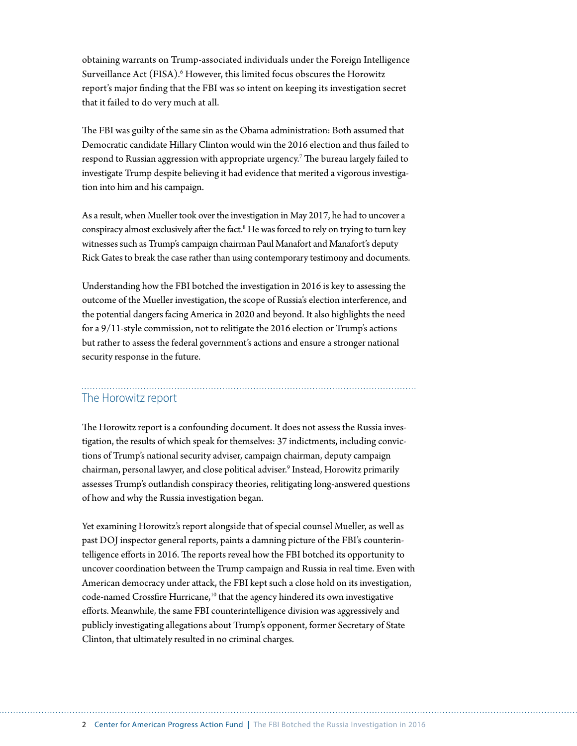obtaining warrants on Trump-associated individuals under the Foreign Intelligence Surveillance Act (FISA).[6] However, this limited focus obscures the Horowitz report's major finding that the FBI was so intent on keeping its investigation secret that it failed to do very much at all.

The FBI was guilty of the same sin as the Obama administration: Both assumed that Democratic candidate Hillary Clinton would win the 2016 election and thus failed to respond to Russian aggression with appropriate urgency.[7] The bureau largely failed to investigate Trump despite believing it had evidence that merited a vigorous investigation into him and his campaign.

As a result, when Mueller took over the investigation in May 2017, he had to uncover a conspiracy almost exclusively after the fact.[8] He was forced to rely on trying to turn key witnesses such as Trump's campaign chairman Paul Manafort and Manafort's deputy Rick Gates to break the case rather than using contemporary testimony and documents.

Understanding how the FBI botched the investigation in 2016 is key to assessing the outcome of the Mueller investigation, the scope of Russia's election interference, and the potential dangers facing America in 2020 and beyond. It also highlights the need for a 9/11-style commission, not to relitigate the 2016 election or Trump's actions but rather to assess the federal government's actions and ensure a stronger national security response in the future.

## The Horowitz report

The Horowitz report is a confounding document. It does not assess the Russia investigation, the results of which speak for themselves: 37 indictments, including convictions of Trump's national security adviser, campaign chairman, deputy campaign chairman, personal lawyer, and close political adviser.[9] Instead, Horowitz primarily assesses Trump's outlandish conspiracy theories, relitigating long-answered questions of how and why the Russia investigation began.

Yet examining Horowitz's report alongside that of special counsel Mueller, as well as past DOJ inspector general reports, paints a damning picture of the FBI's counterintelligence efforts in 2016. The reports reveal how the FBI botched its opportunity to uncover coordination between the Trump campaign and Russia in real time. Even with American democracy under attack, the FBI kept such a close hold on its investigation, code-named Crossfire Hurricane,[10] that the agency hindered its own investigative efforts. Meanwhile, the same FBI counterintelligence division was aggressively and publicly investigating allegations about Trump's opponent, former Secretary of State Clinton, that ultimately resulted in no criminal charges.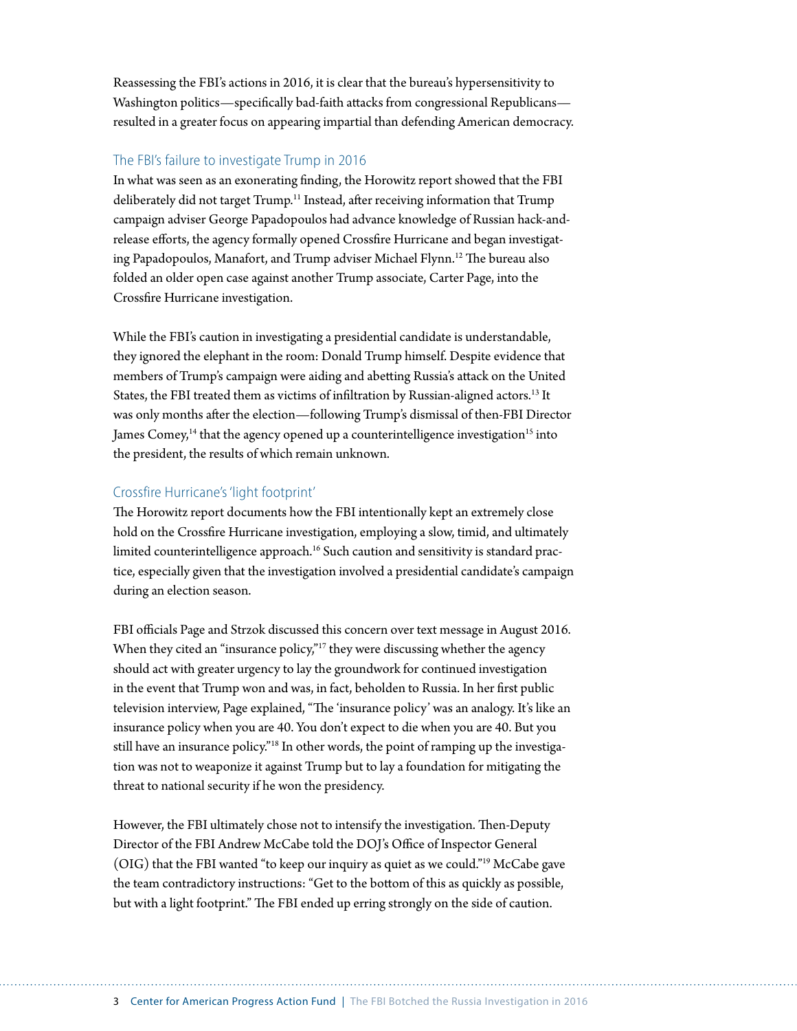Reassessing the FBI's actions in 2016, it is clear that the bureau's hypersensitivity to Washington politics—specifically bad-faith attacks from congressional Republicans—resulted in a greater focus on appearing impartial than defending American democracy.

## The FBI's failure to investigate Trump in 2016

In what was seen as an exonerating finding, the Horowitz report showed that the FBI deliberately did not target Trump.[11] Instead, after receiving information that Trump campaign adviser George Papadopoulos had advance knowledge of Russian hack-and-release efforts, the agency formally opened Crossfire Hurricane and began investigating Papadopoulos, Manafort, and Trump adviser Michael Flynn.[12] The bureau also folded an older open case against another Trump associate, Carter Page, into the Crossfire Hurricane investigation.

While the FBI's caution in investigating a presidential candidate is understandable, they ignored the elephant in the room: Donald Trump himself. Despite evidence that members of Trump's campaign were aiding and abetting Russia's attack on the United States, the FBI treated them as victims of infiltration by Russian-aligned actors.[13] It was only months after the election—following Trump's dismissal of then-FBI Director James Comey,[14] that the agency opened up a counterintelligence investigation[15] into the president, the results of which remain unknown.

## Crossfire Hurricane's 'light footprint'

The Horowitz report documents how the FBI intentionally kept an extremely close hold on the Crossfire Hurricane investigation, employing a slow, timid, and ultimately limited counterintelligence approach.[16] Such caution and sensitivity is standard practice, especially given that the investigation involved a presidential candidate's campaign during an election season.

FBI officials Page and Strzok discussed this concern over text message in August 2016. When they cited an "insurance policy,"[17] they were discussing whether the agency should act with greater urgency to lay the groundwork for continued investigation in the event that Trump won and was, in fact, beholden to Russia. In her first public television interview, Page explained, "The 'insurance policy' was an analogy. It's like an insurance policy when you are 40. You don't expect to die when you are 40. But you still have an insurance policy."[18] In other words, the point of ramping up the investigation was not to weaponize it against Trump but to lay a foundation for mitigating the threat to national security if he won the presidency.

However, the FBI ultimately chose not to intensify the investigation. Then-Deputy Director of the FBI Andrew McCabe told the DOJ's Office of Inspector General (OIG) that the FBI wanted "to keep our inquiry as quiet as we could."[19] McCabe gave the team contradictory instructions: "Get to the bottom of this as quickly as possible, but with a light footprint." The FBI ended up erring strongly on the side of caution.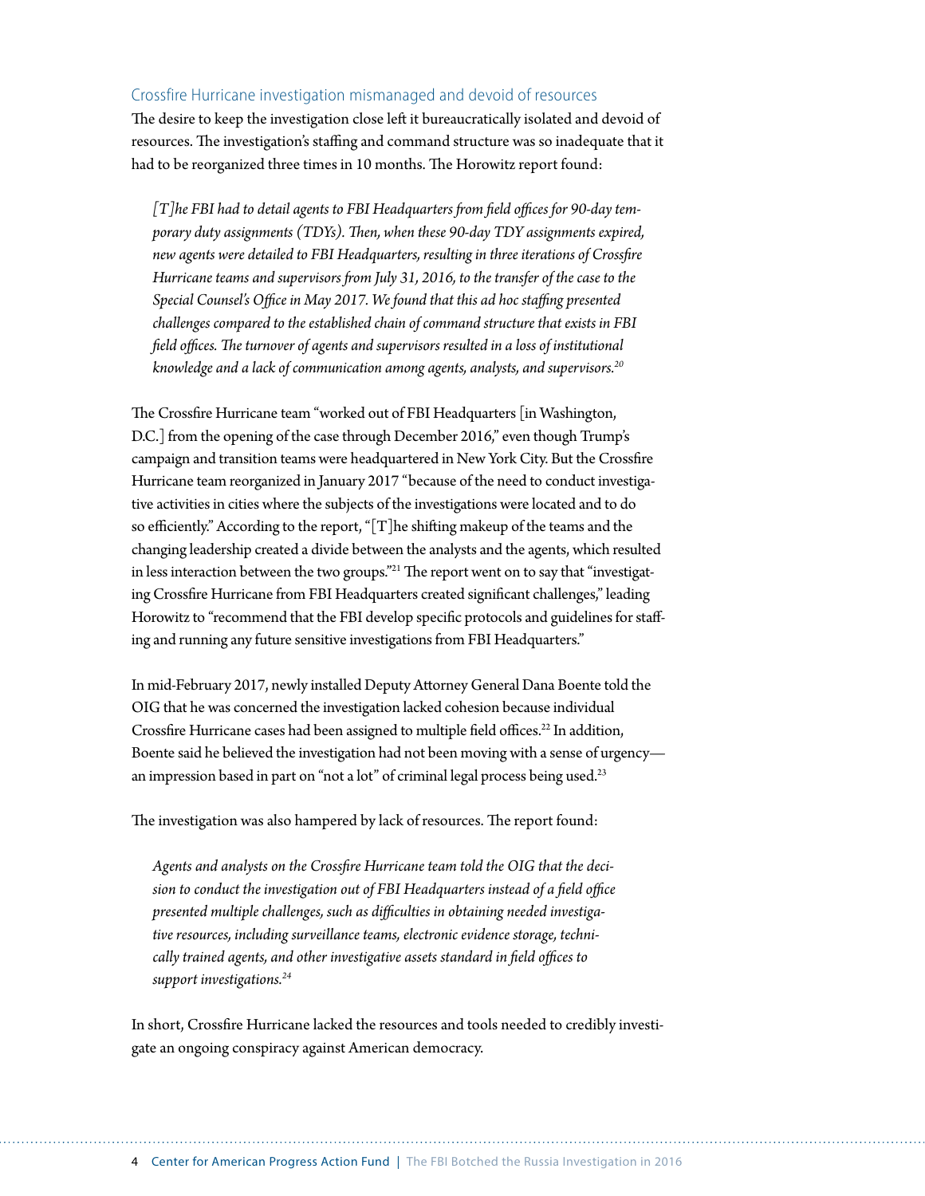## Crossfire Hurricane investigation mismanaged and devoid of resources

The desire to keep the investigation close left it bureaucratically isolated and devoid of resources. The investigation's staffing and command structure was so inadequate that it had to be reorganized three times in 10 months. The Horowitz report found:

> *[T]he FBI had to detail agents to FBI Headquarters from field offices for 90-day temporary duty assignments (TDYs). Then, when these 90-day TDY assignments expired, new agents were detailed to FBI Headquarters, resulting in three iterations of Crossfire Hurricane teams and supervisors from July 31, 2016, to the transfer of the case to the Special Counsel's Office in May 2017. We found that this ad hoc staffing presented challenges compared to the established chain of command structure that exists in FBI field offices. The turnover of agents and supervisors resulted in a loss of institutional knowledge and a lack of communication among agents, analysts, and supervisors.*[20]

The Crossfire Hurricane team "worked out of FBI Headquarters [in Washington, D.C.] from the opening of the case through December 2016," even though Trump's campaign and transition teams were headquartered in New York City. But the Crossfire Hurricane team reorganized in January 2017 "because of the need to conduct investigative activities in cities where the subjects of the investigations were located and to do so efficiently." According to the report, "[T]he shifting makeup of the teams and the changing leadership created a divide between the analysts and the agents, which resulted in less interaction between the two groups."[21] The report went on to say that "investigating Crossfire Hurricane from FBI Headquarters created significant challenges," leading Horowitz to "recommend that the FBI develop specific protocols and guidelines for staffing and running any future sensitive investigations from FBI Headquarters."

In mid-February 2017, newly installed Deputy Attorney General Dana Boente told the OIG that he was concerned the investigation lacked cohesion because individual Crossfire Hurricane cases had been assigned to multiple field offices.[22] In addition, Boente said he believed the investigation had not been moving with a sense of urgency—an impression based in part on "not a lot" of criminal legal process being used.[23]

The investigation was also hampered by lack of resources. The report found:

> *Agents and analysts on the Crossfire Hurricane team told the OIG that the decision to conduct the investigation out of FBI Headquarters instead of a field office presented multiple challenges, such as difficulties in obtaining needed investigative resources, including surveillance teams, electronic evidence storage, technically trained agents, and other investigative assets standard in field offices to support investigations.*[24]

In short, Crossfire Hurricane lacked the resources and tools needed to credibly investigate an ongoing conspiracy against American democracy.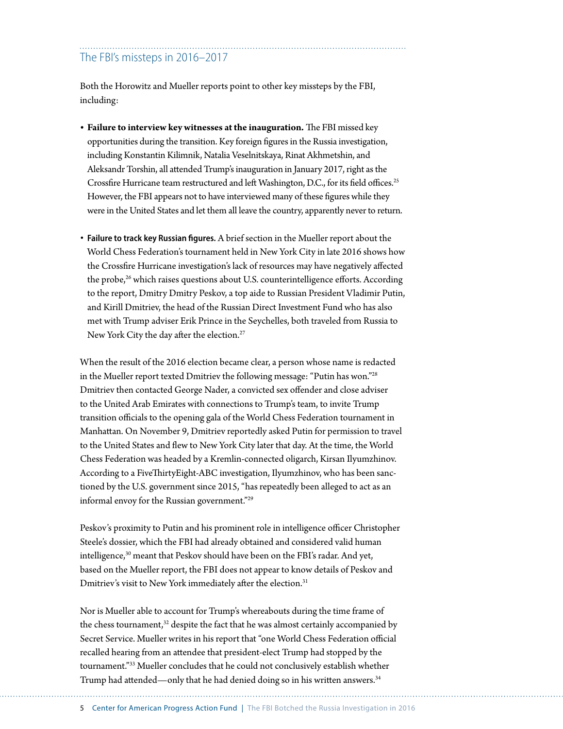## The FBI's missteps in 2016–2017

Both the Horowitz and Mueller reports point to other key missteps by the FBI, including:

- **Failure to interview key witnesses at the inauguration.** The FBI missed key opportunities during the transition. Key foreign figures in the Russia investigation, including Konstantin Kilimnik, Natalia Veselnitskaya, Rinat Akhmetshin, and Aleksandr Torshin, all attended Trump's inauguration in January 2017, right as the Crossfire Hurricane team restructured and left Washington, D.C., for its field offices.[25] However, the FBI appears not to have interviewed many of these figures while they were in the United States and let them all leave the country, apparently never to return.

- **Failure to track key Russian figures.** A brief section in the Mueller report about the World Chess Federation's tournament held in New York City in late 2016 shows how the Crossfire Hurricane investigation's lack of resources may have negatively affected the probe,[26] which raises questions about U.S. counterintelligence efforts. According to the report, Dmitry Dmitry Peskov, a top aide to Russian President Vladimir Putin, and Kirill Dmitriev, the head of the Russian Direct Investment Fund who has also met with Trump adviser Erik Prince in the Seychelles, both traveled from Russia to New York City the day after the election.[27]

When the result of the 2016 election became clear, a person whose name is redacted in the Mueller report texted Dmitriev the following message: "Putin has won."[28] Dmitriev then contacted George Nader, a convicted sex offender and close adviser to the United Arab Emirates with connections to Trump's team, to invite Trump transition officials to the opening gala of the World Chess Federation tournament in Manhattan. On November 9, Dmitriev reportedly asked Putin for permission to travel to the United States and flew to New York City later that day. At the time, the World Chess Federation was headed by a Kremlin-connected oligarch, Kirsan Ilyumzhinov. According to a FiveThirtyEight-ABC investigation, Ilyumzhinov, who has been sanctioned by the U.S. government since 2015, "has repeatedly been alleged to act as an informal envoy for the Russian government."[29]

Peskov's proximity to Putin and his prominent role in intelligence officer Christopher Steele's dossier, which the FBI had already obtained and considered valid human intelligence,[30] meant that Peskov should have been on the FBI's radar. And yet, based on the Mueller report, the FBI does not appear to know details of Peskov and Dmitriev's visit to New York immediately after the election.[31]

Nor is Mueller able to account for Trump's whereabouts during the time frame of the chess tournament,[32] despite the fact that he was almost certainly accompanied by Secret Service. Mueller writes in his report that "one World Chess Federation official recalled hearing from an attendee that president-elect Trump had stopped by the tournament."[33] Mueller concludes that he could not conclusively establish whether Trump had attended—only that he had denied doing so in his written answers.[34]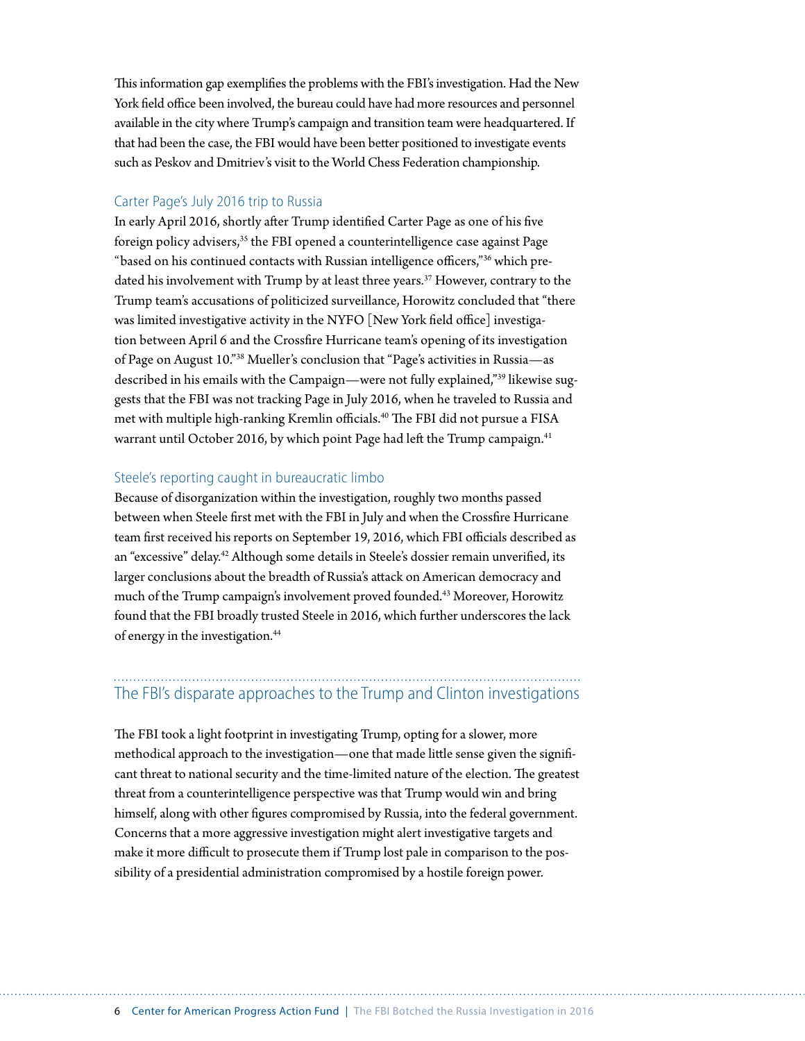This information gap exemplifies the problems with the FBI's investigation. Had the New York field office been involved, the bureau could have had more resources and personnel available in the city where Trump's campaign and transition team were headquartered. If that had been the case, the FBI would have been better positioned to investigate events such as Peskov and Dmitriev's visit to the World Chess Federation championship.

### Carter Page's July 2016 trip to Russia

In early April 2016, shortly after Trump identified Carter Page as one of his five foreign policy advisers,[35] the FBI opened a counterintelligence case against Page "based on his continued contacts with Russian intelligence officers,"[36] which predated his involvement with Trump by at least three years.[37] However, contrary to the Trump team's accusations of politicized surveillance, Horowitz concluded that "there was limited investigative activity in the NYFO [New York field office] investigation between April 6 and the Crossfire Hurricane team's opening of its investigation of Page on August 10."[38] Mueller's conclusion that "Page's activities in Russia—as described in his emails with the Campaign—were not fully explained,"[39] likewise suggests that the FBI was not tracking Page in July 2016, when he traveled to Russia and met with multiple high-ranking Kremlin officials.[40] The FBI did not pursue a FISA warrant until October 2016, by which point Page had left the Trump campaign.[41]

### Steele's reporting caught in bureaucratic limbo

Because of disorganization within the investigation, roughly two months passed between when Steele first met with the FBI in July and when the Crossfire Hurricane team first received his reports on September 19, 2016, which FBI officials described as an "excessive" delay.[42] Although some details in Steele's dossier remain unverified, its larger conclusions about the breadth of Russia's attack on American democracy and much of the Trump campaign's involvement proved founded.[43] Moreover, Horowitz found that the FBI broadly trusted Steele in 2016, which further underscores the lack of energy in the investigation.[44]

## The FBI's disparate approaches to the Trump and Clinton investigations

The FBI took a light footprint in investigating Trump, opting for a slower, more methodical approach to the investigation—one that made little sense given the significant threat to national security and the time-limited nature of the election. The greatest threat from a counterintelligence perspective was that Trump would win and bring himself, along with other figures compromised by Russia, into the federal government. Concerns that a more aggressive investigation might alert investigative targets and make it more difficult to prosecute them if Trump lost pale in comparison to the possibility of a presidential administration compromised by a hostile foreign power.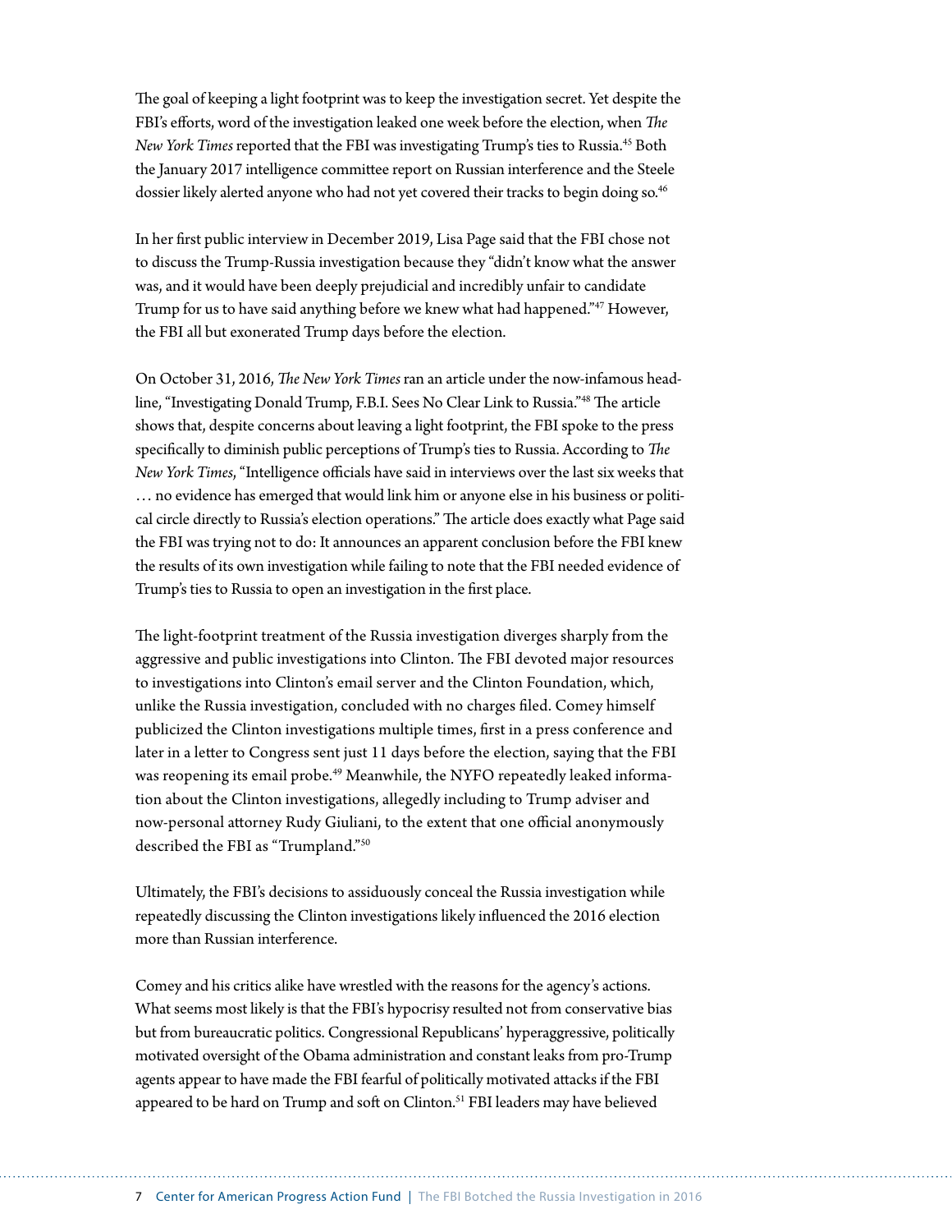The goal of keeping a light footprint was to keep the investigation secret. Yet despite the FBI's efforts, word of the investigation leaked one week before the election, when *The New York Times* reported that the FBI was investigating Trump's ties to Russia.[45] Both the January 2017 intelligence committee report on Russian interference and the Steele dossier likely alerted anyone who had not yet covered their tracks to begin doing so.[46]

In her first public interview in December 2019, Lisa Page said that the FBI chose not to discuss the Trump-Russia investigation because they "didn't know what the answer was, and it would have been deeply prejudicial and incredibly unfair to candidate Trump for us to have said anything before we knew what had happened."[47] However, the FBI all but exonerated Trump days before the election.

On October 31, 2016, *The New York Times* ran an article under the now-infamous headline, "Investigating Donald Trump, F.B.I. Sees No Clear Link to Russia."[48] The article shows that, despite concerns about leaving a light footprint, the FBI spoke to the press specifically to diminish public perceptions of Trump's ties to Russia. According to *The New York Times*, "Intelligence officials have said in interviews over the last six weeks that … no evidence has emerged that would link him or anyone else in his business or political circle directly to Russia's election operations." The article does exactly what Page said the FBI was trying not to do: It announces an apparent conclusion before the FBI knew the results of its own investigation while failing to note that the FBI needed evidence of Trump's ties to Russia to open an investigation in the first place.

The light-footprint treatment of the Russia investigation diverges sharply from the aggressive and public investigations into Clinton. The FBI devoted major resources to investigations into Clinton's email server and the Clinton Foundation, which, unlike the Russia investigation, concluded with no charges filed. Comey himself publicized the Clinton investigations multiple times, first in a press conference and later in a letter to Congress sent just 11 days before the election, saying that the FBI was reopening its email probe.[49] Meanwhile, the NYFO repeatedly leaked information about the Clinton investigations, allegedly including to Trump adviser and now-personal attorney Rudy Giuliani, to the extent that one official anonymously described the FBI as "Trumpland."[50]

Ultimately, the FBI's decisions to assiduously conceal the Russia investigation while repeatedly discussing the Clinton investigations likely influenced the 2016 election more than Russian interference.

Comey and his critics alike have wrestled with the reasons for the agency's actions. What seems most likely is that the FBI's hypocrisy resulted not from conservative bias but from bureaucratic politics. Congressional Republicans' hyperaggressive, politically motivated oversight of the Obama administration and constant leaks from pro-Trump agents appear to have made the FBI fearful of politically motivated attacks if the FBI appeared to be hard on Trump and soft on Clinton.[51] FBI leaders may have believed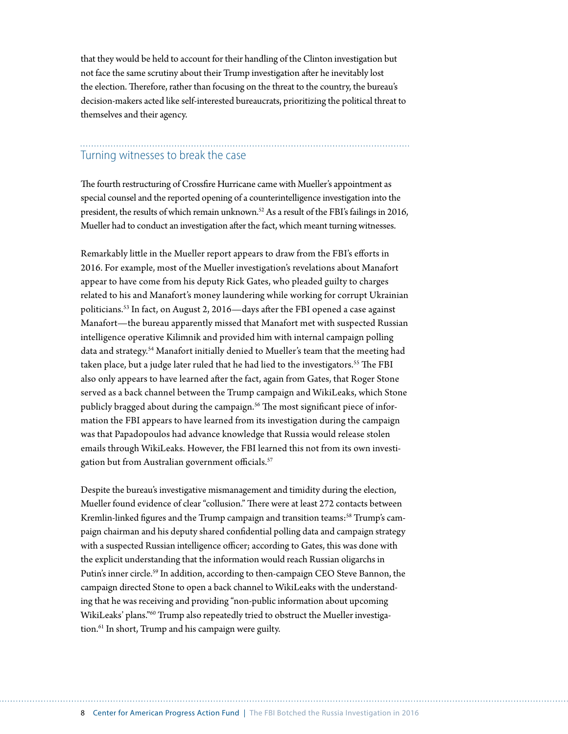that they would be held to account for their handling of the Clinton investigation but not face the same scrutiny about their Trump investigation after he inevitably lost the election. Therefore, rather than focusing on the threat to the country, the bureau's decision-makers acted like self-interested bureaucrats, prioritizing the political threat to themselves and their agency.

## Turning witnesses to break the case

The fourth restructuring of Crossfire Hurricane came with Mueller's appointment as special counsel and the reported opening of a counterintelligence investigation into the president, the results of which remain unknown.[52] As a result of the FBI's failings in 2016, Mueller had to conduct an investigation after the fact, which meant turning witnesses.

Remarkably little in the Mueller report appears to draw from the FBI's efforts in 2016. For example, most of the Mueller investigation's revelations about Manafort appear to have come from his deputy Rick Gates, who pleaded guilty to charges related to his and Manafort's money laundering while working for corrupt Ukrainian politicians.[53] In fact, on August 2, 2016—days after the FBI opened a case against Manafort—the bureau apparently missed that Manafort met with suspected Russian intelligence operative Kilimnik and provided him with internal campaign polling data and strategy.[54] Manafort initially denied to Mueller's team that the meeting had taken place, but a judge later ruled that he had lied to the investigators.[55] The FBI also only appears to have learned after the fact, again from Gates, that Roger Stone served as a back channel between the Trump campaign and WikiLeaks, which Stone publicly bragged about during the campaign.[56] The most significant piece of information the FBI appears to have learned from its investigation during the campaign was that Papadopoulos had advance knowledge that Russia would release stolen emails through WikiLeaks. However, the FBI learned this not from its own investigation but from Australian government officials.[57]

Despite the bureau's investigative mismanagement and timidity during the election, Mueller found evidence of clear "collusion." There were at least 272 contacts between Kremlin-linked figures and the Trump campaign and transition teams:[58] Trump's campaign chairman and his deputy shared confidential polling data and campaign strategy with a suspected Russian intelligence officer; according to Gates, this was done with the explicit understanding that the information would reach Russian oligarchs in Putin's inner circle.[59] In addition, according to then-campaign CEO Steve Bannon, the campaign directed Stone to open a back channel to WikiLeaks with the understanding that he was receiving and providing "non-public information about upcoming WikiLeaks' plans."[60] Trump also repeatedly tried to obstruct the Mueller investigation.[61] In short, Trump and his campaign were guilty.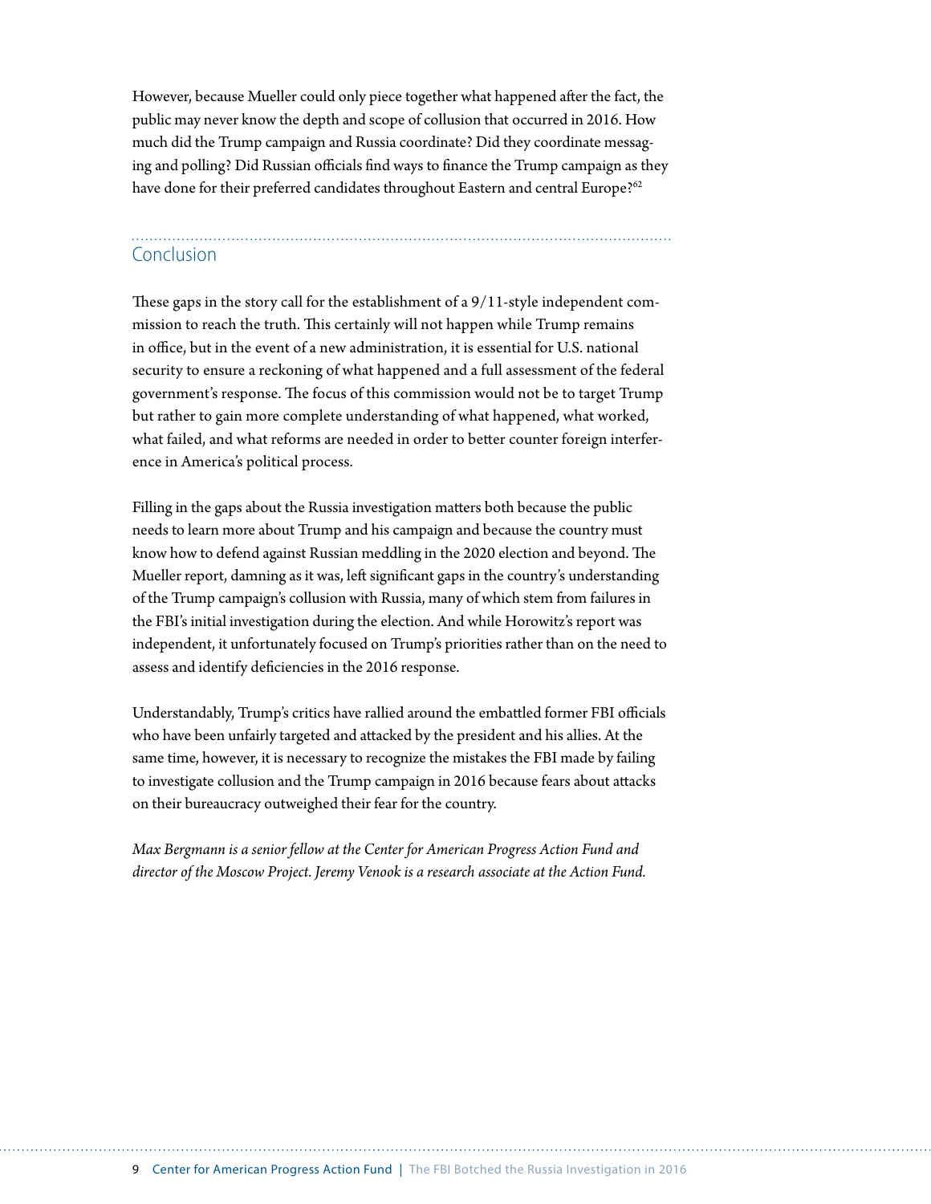However, because Mueller could only piece together what happened after the fact, the public may never know the depth and scope of collusion that occurred in 2016. How much did the Trump campaign and Russia coordinate? Did they coordinate messaging and polling? Did Russian officials find ways to finance the Trump campaign as they have done for their preferred candidates throughout Eastern and central Europe?[62]

## Conclusion

These gaps in the story call for the establishment of a 9/11-style independent commission to reach the truth. This certainly will not happen while Trump remains in office, but in the event of a new administration, it is essential for U.S. national security to ensure a reckoning of what happened and a full assessment of the federal government's response. The focus of this commission would not be to target Trump but rather to gain more complete understanding of what happened, what worked, what failed, and what reforms are needed in order to better counter foreign interference in America's political process.

Filling in the gaps about the Russia investigation matters both because the public needs to learn more about Trump and his campaign and because the country must know how to defend against Russian meddling in the 2020 election and beyond. The Mueller report, damning as it was, left significant gaps in the country's understanding of the Trump campaign's collusion with Russia, many of which stem from failures in the FBI's initial investigation during the election. And while Horowitz's report was independent, it unfortunately focused on Trump's priorities rather than on the need to assess and identify deficiencies in the 2016 response.

Understandably, Trump's critics have rallied around the embattled former FBI officials who have been unfairly targeted and attacked by the president and his allies. At the same time, however, it is necessary to recognize the mistakes the FBI made by failing to investigate collusion and the Trump campaign in 2016 because fears about attacks on their bureaucracy outweighed their fear for the country.

*Max Bergmann is a senior fellow at the Center for American Progress Action Fund and director of the Moscow Project. Jeremy Venook is a research associate at the Action Fund.*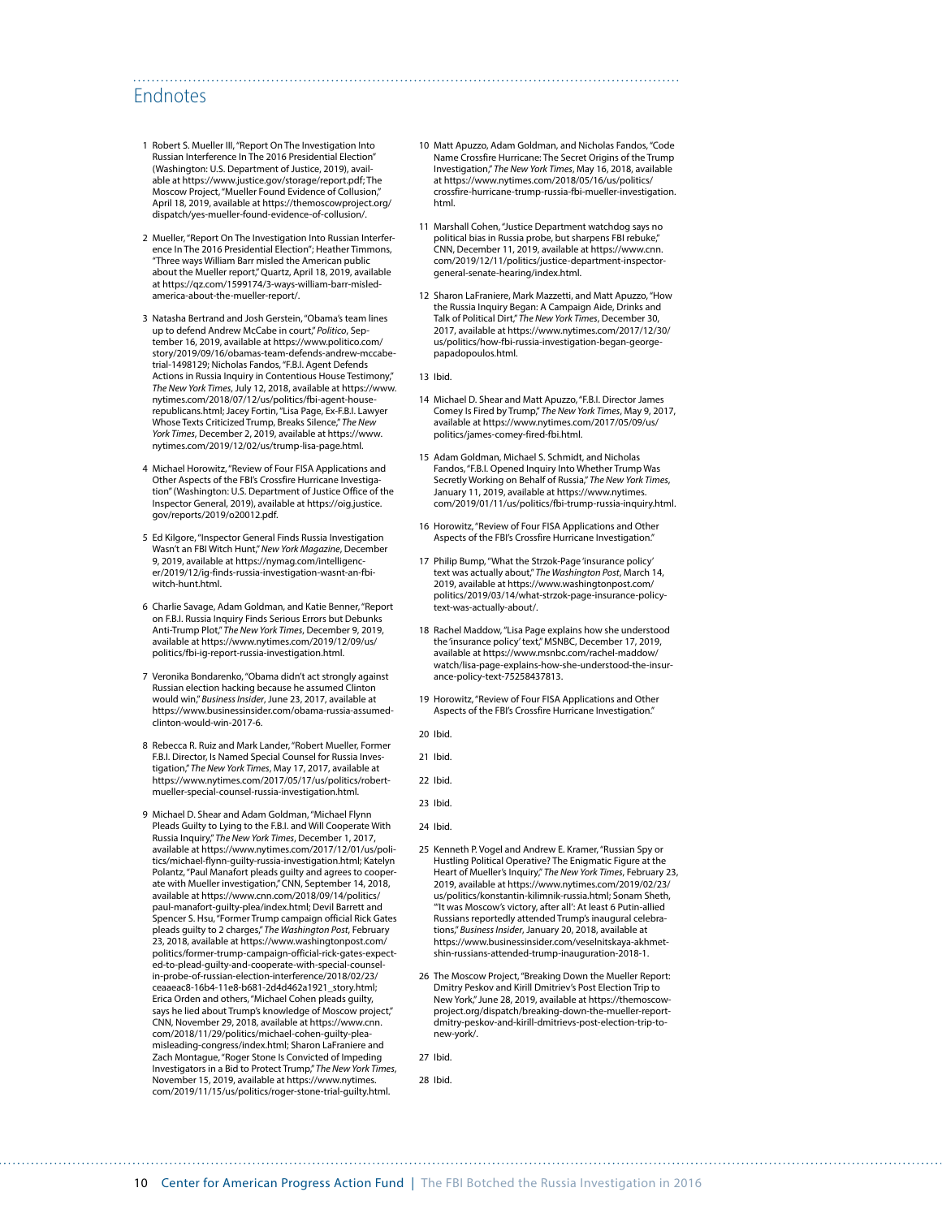## Endnotes

1. Robert S. Mueller III, "Report On The Investigation Into Russian Interference In The 2016 Presidential Election" (Washington: U.S. Department of Justice, 2019), available at https://www.justice.gov/storage/report.pdf; The Moscow Project, "Mueller Found Evidence of Collusion," April 18, 2019, available at https://themoscowproject.org/dispatch/yes-mueller-found-evidence-of-collusion/.

2. Mueller, "Report On The Investigation Into Russian Interference In The 2016 Presidential Election"; Heather Timmons, "Three ways William Barr misled the American public about the Mueller report," Quartz, April 18, 2019, available at https://qz.com/1599174/3-ways-william-barr-misled-america-about-the-mueller-report/.

3. Natasha Bertrand and Josh Gerstein, "Obama's team lines up to defend Andrew McCabe in court," *Politico*, September 16, 2019, available at https://www.politico.com/story/2019/09/16/obamas-team-defends-andrew-mccabe-trial-1498129; Nicholas Fandos, "F.B.I. Agent Defends Actions in Russia Inquiry in Contentious House Testimony," *The New York Times*, July 12, 2018, available at https://www.nytimes.com/2018/07/12/us/politics/fbi-agent-house-republicans.html; Jacey Fortin, "Lisa Page, Ex-F.B.I. Lawyer Whose Texts Criticized Trump, Breaks Silence," *The New York Times*, December 2, 2019, available at https://www.nytimes.com/2019/12/02/us/trump-lisa-page.html.

4. Michael Horowitz, "Review of Four FISA Applications and Other Aspects of the FBI's Crossfire Hurricane Investigation" (Washington: U.S. Department of Justice Office of the Inspector General, 2019), available at https://oig.justice.gov/reports/2019/o20012.pdf.

5. Ed Kilgore, "Inspector General Finds Russia Investigation Wasn't an FBI Witch Hunt," *New York Magazine*, December 9, 2019, available at https://nymag.com/intelligencer/2019/12/ig-finds-russia-investigation-wasnt-an-fbi-witch-hunt.html.

6. Charlie Savage, Adam Goldman, and Katie Benner, "Report on F.B.I. Russia Inquiry Finds Serious Errors but Debunks Anti-Trump Plot," *The New York Times*, December 9, 2019, available at https://www.nytimes.com/2019/12/09/us/politics/fbi-ig-report-russia-investigation.html.

7. Veronika Bondarenko, "Obama didn't act strongly against Russian election hacking because he assumed Clinton would win," *Business Insider*, June 23, 2017, available at https://www.businessinsider.com/obama-russia-assumed-clinton-would-win-2017-6.

8. Rebecca R. Ruiz and Mark Lander, "Robert Mueller, Former F.B.I. Director, Is Named Special Counsel for Russia Investigation," *The New York Times*, May 17, 2017, available at https://www.nytimes.com/2017/05/17/us/politics/robert-mueller-special-counsel-russia-investigation.html.

9. Michael D. Shear and Adam Goldman, "Michael Flynn Pleads Guilty to Lying to the F.B.I. and Will Cooperate With Russia Inquiry," *The New York Times*, December 1, 2017, available at https://www.nytimes.com/2017/12/01/us/politics/michael-flynn-guilty-russia-investigation.html; Katelyn Polantz, "Paul Manafort pleads guilty and agrees to cooperate with Mueller investigation," CNN, September 14, 2018, available at https://www.cnn.com/2018/09/14/politics/paul-manafort-guilty-plea/index.html; Devil Barrett and Spencer S. Hsu, "Former Trump campaign official Rick Gates pleads guilty to 2 charges," *The Washington Post*, February 23, 2018, available at https://www.washingtonpost.com/politics/former-trump-campaign-official-rick-gates-expected-to-plead-guilty-and-cooperate-with-special-counsel-in-probe-of-russian-election-interference/2018/02/23/ceaaeac8-16b4-11e8-b681-2d4d462a1921_story.html; Erica Orden and others, "Michael Cohen pleads guilty, says he lied about Trump's knowledge of Moscow project," CNN, November 29, 2018, available at https://www.cnn.com/2018/11/29/politics/michael-cohen-guilty-plea-misleading-congress/index.html; Sharon LaFraniere and Zach Montague, "Roger Stone Is Convicted of Impeding Investigators in a Bid to Protect Trump," *The New York Times*, November 15, 2019, available at https://www.nytimes.com/2019/11/15/us/politics/roger-stone-trial-guilty.html.

10. Matt Apuzzo, Adam Goldman, and Nicholas Fandos, "Code Name Crossfire Hurricane: The Secret Origins of the Trump Investigation," *The New York Times*, May 16, 2018, available at https://www.nytimes.com/2018/05/16/us/politics/crossfire-hurricane-trump-russia-fbi-mueller-investigation.html.

11. Marshall Cohen, "Justice Department watchdog says no political bias in Russia probe, but sharpens FBI rebuke," CNN, December 11, 2019, available at https://www.cnn.com/2019/12/11/politics/justice-department-inspector-general-senate-hearing/index.html.

12. Sharon LaFraniere, Mark Mazzetti, and Matt Apuzzo, "How the Russia Inquiry Began: A Campaign Aide, Drinks and Talk of Political Dirt," *The New York Times*, December 30, 2017, available at https://www.nytimes.com/2017/12/30/us/politics/how-fbi-russia-investigation-began-george-papadopoulos.html.

13. Ibid.

14. Michael D. Shear and Matt Apuzzo, "F.B.I. Director James Comey Is Fired by Trump," *The New York Times*, May 9, 2017, available at https://www.nytimes.com/2017/05/09/us/politics/james-comey-fired-fbi.html.

15. Adam Goldman, Michael S. Schmidt, and Nicholas Fandos, "F.B.I. Opened Inquiry Into Whether Trump Was Secretly Working on Behalf of Russia," *The New York Times*, January 11, 2019, available at https://www.nytimes.com/2019/01/11/us/politics/fbi-trump-russia-inquiry.html.

16. Horowitz, "Review of Four FISA Applications and Other Aspects of the FBI's Crossfire Hurricane Investigation."

17. Philip Bump, "What the Strzok-Page 'insurance policy' text was actually about," *The Washington Post*, March 14, 2019, available at https://www.washingtonpost.com/politics/2019/03/14/what-strzok-page-insurance-policy-text-was-actually-about/.

18. Rachel Maddow, "Lisa Page explains how she understood the 'insurance policy' text," MSNBC, December 17, 2019, available at https://www.msnbc.com/rachel-maddow/watch/lisa-page-explains-how-she-understood-the-insurance-policy-text-75258437813.

19. Horowitz, "Review of Four FISA Applications and Other Aspects of the FBI's Crossfire Hurricane Investigation."

20. Ibid.

21. Ibid.

22. Ibid.

23. Ibid.

24. Ibid.

25. Kenneth P. Vogel and Andrew E. Kramer, "Russian Spy or Hustling Political Operative? The Enigmatic Figure at the Heart of Mueller's Inquiry," *The New York Times*, February 23, 2019, available at https://www.nytimes.com/2019/02/23/us/politics/konstantin-kilimnik-russia.html; Sonam Sheth, "'It was Moscow's victory, after all': At least 6 Putin-allied Russians reportedly attended Trump's inaugural celebrations," *Business Insider*, January 20, 2018, available at https://www.businessinsider.com/veselnitskaya-akhmetshin-russians-attended-trump-inauguration-2018-1.

26. The Moscow Project, "Breaking Down the Mueller Report: Dmitry Peskov and Kirill Dmitriev's Post Election Trip to New York," June 28, 2019, available at https://themoscowproject.org/dispatch/breaking-down-the-mueller-report-dmitry-peskov-and-kirill-dmitrievs-post-election-trip-to-new-york/.

27. Ibid.

28. Ibid.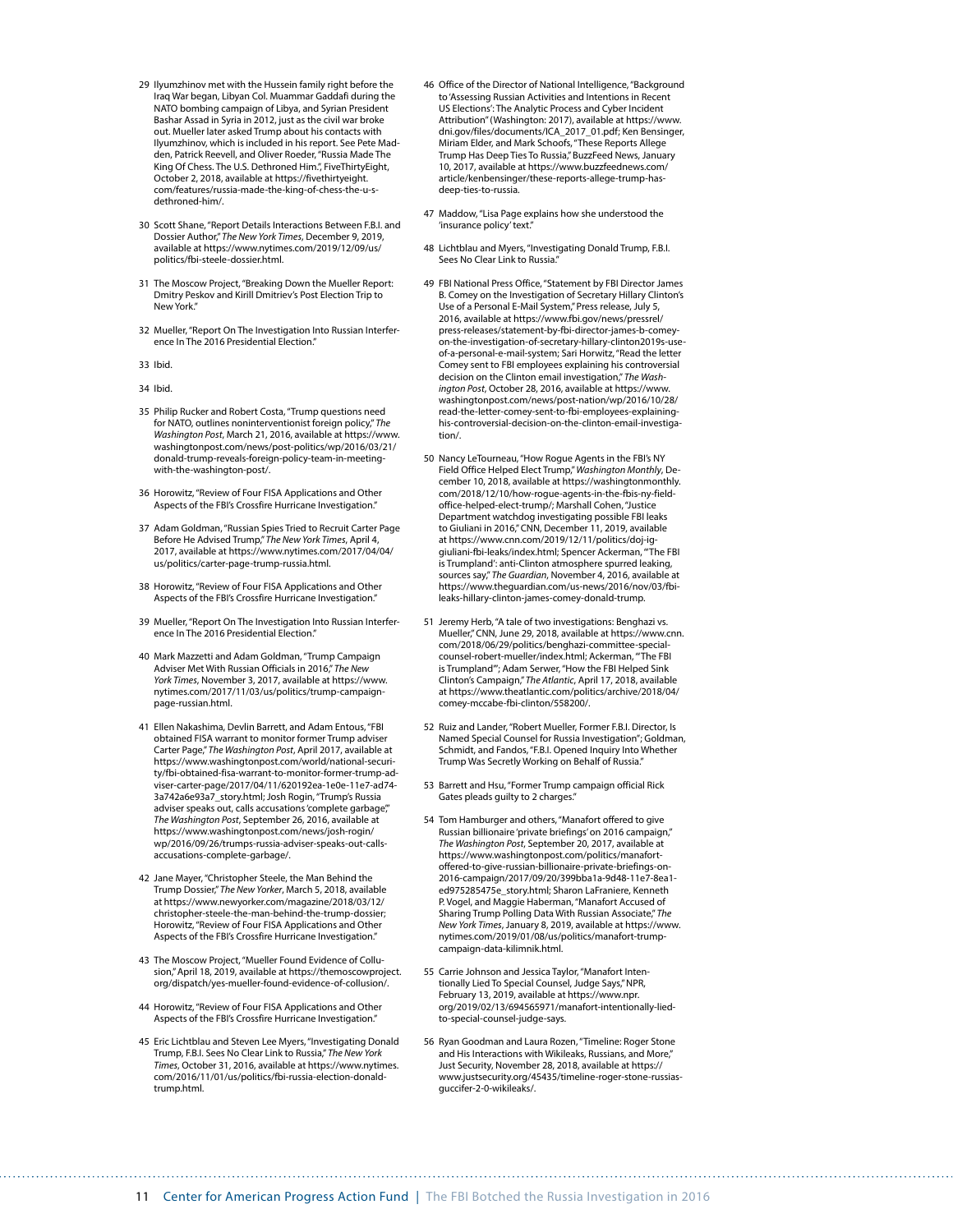29 Ilyumzhinov met with the Hussein family right before the Iraq War began, Libyan Col. Muammar Gaddafi during the NATO bombing campaign of Libya, and Syrian President Bashar Assad in Syria in 2012, just as the civil war broke out. Mueller later asked Trump about his contacts with Ilyumzhinov, which is included in his report. See Pete Madden, Patrick Reevell, and Oliver Roeder, "Russia Made The King Of Chess. The U.S. Dethroned Him.", FiveThirtyEight, October 2, 2018, available at https://fivethirtyeight.com/features/russia-made-the-king-of-chess-the-u-s-dethroned-him/.

30 Scott Shane, "Report Details Interactions Between F.B.I. and Dossier Author," *The New York Times*, December 9, 2019, available at https://www.nytimes.com/2019/12/09/us/politics/fbi-steele-dossier.html.

31 The Moscow Project, "Breaking Down the Mueller Report: Dmitry Peskov and Kirill Dmitriev's Post Election Trip to New York."

32 Mueller, "Report On The Investigation Into Russian Interference In The 2016 Presidential Election."

33 Ibid.

34 Ibid.

35 Philip Rucker and Robert Costa, "Trump questions need for NATO, outlines noninterventionist foreign policy," *The Washington Post*, March 21, 2016, available at https://www.washingtonpost.com/news/post-politics/wp/2016/03/21/donald-trump-reveals-foreign-policy-team-in-meeting-with-the-washington-post/.

36 Horowitz, "Review of Four FISA Applications and Other Aspects of the FBI's Crossfire Hurricane Investigation."

37 Adam Goldman, "Russian Spies Tried to Recruit Carter Page Before He Advised Trump," *The New York Times*, April 4, 2017, available at https://www.nytimes.com/2017/04/04/us/politics/carter-page-trump-russia.html.

38 Horowitz, "Review of Four FISA Applications and Other Aspects of the FBI's Crossfire Hurricane Investigation."

39 Mueller, "Report On The Investigation Into Russian Interference In The 2016 Presidential Election."

40 Mark Mazzetti and Adam Goldman, "Trump Campaign Adviser Met With Russian Officials in 2016," *The New York Times*, November 3, 2017, available at https://www.nytimes.com/2017/11/03/us/politics/trump-campaign-page-russian.html.

41 Ellen Nakashima, Devlin Barrett, and Adam Entous, "FBI obtained FISA warrant to monitor former Trump adviser Carter Page," *The Washington Post*, April 2017, available at https://www.washingtonpost.com/world/national-security/fbi-obtained-fisa-warrant-to-monitor-former-trump-adviser-carter-page/2017/04/11/620192ea-1e0e-11e7-ad74-3a742a6e93a7_story.html; Josh Rogin, "Trump's Russia adviser speaks out, calls accusations 'complete garbage'," *The Washington Post*, September 26, 2016, available at https://www.washingtonpost.com/news/josh-rogin/wp/2016/09/26/trumps-russia-adviser-speaks-out-calls-accusations-complete-garbage/.

42 Jane Mayer, "Christopher Steele, the Man Behind the Trump Dossier," *The New Yorker*, March 5, 2018, available at https://www.newyorker.com/magazine/2018/03/12/christopher-steele-the-man-behind-the-trump-dossier; Horowitz, "Review of Four FISA Applications and Other Aspects of the FBI's Crossfire Hurricane Investigation."

43 The Moscow Project, "Mueller Found Evidence of Collusion," April 18, 2019, available at https://themoscowproject.org/dispatch/yes-mueller-found-evidence-of-collusion/.

44 Horowitz, "Review of Four FISA Applications and Other Aspects of the FBI's Crossfire Hurricane Investigation."

45 Eric Lichtblau and Steven Lee Myers, "Investigating Donald Trump, F.B.I. Sees No Clear Link to Russia," *The New York Times*, October 31, 2016, available at https://www.nytimes.com/2016/11/01/us/politics/fbi-russia-election-donald-trump.html.

46 Office of the Director of National Intelligence, "Background to 'Assessing Russian Activities and Intentions in Recent US Elections': The Analytic Process and Cyber Incident Attribution" (Washington: 2017), available at https://www.dni.gov/files/documents/ICA_2017_01.pdf; Ken Bensinger, Miriam Elder, and Mark Schoofs, "These Reports Allege Trump Has Deep Ties To Russia," BuzzFeed News, January 10, 2017, available at https://www.buzzfeednews.com/article/kenbensinger/these-reports-allege-trump-has-deep-ties-to-russia.

47 Maddow, "Lisa Page explains how she understood the 'insurance policy' text."

48 Lichtblau and Myers, "Investigating Donald Trump, F.B.I. Sees No Clear Link to Russia."

49 FBI National Press Office, "Statement by FBI Director James B. Comey on the Investigation of Secretary Hillary Clinton's Use of a Personal E-Mail System," Press release, July 5, 2016, available at https://www.fbi.gov/news/pressrel/press-releases/statement-by-fbi-director-james-b-comey-on-the-investigation-of-secretary-hillary-clinton2019s-use-of-a-personal-e-mail-system; Sari Horwitz, "Read the letter Comey sent to FBI employees explaining his controversial decision on the Clinton email investigation," *The Washington Post*, October 28, 2016, available at https://www.washingtonpost.com/news/post-nation/wp/2016/10/28/read-the-letter-comey-sent-to-fbi-employees-explaining-his-controversial-decision-on-the-clinton-email-investigation/.

50 Nancy LeTourneau, "How Rogue Agents in the FBI's NY Field Office Helped Elect Trump," *Washington Monthly*, December 10, 2018, available at https://washingtonmonthly.com/2018/12/10/how-rogue-agents-in-the-fbis-ny-field-office-helped-elect-trump/; Marshall Cohen, "Justice Department watchdog investigating possible FBI leaks to Giuliani in 2016," CNN, December 11, 2019, available at https://www.cnn.com/2019/12/11/politics/doj-ig-giuliani-fbi-leaks/index.html; Spencer Ackerman, "'The FBI is Trumpland': anti-Clinton atmosphere spurred leaking, sources say," *The Guardian*, November 4, 2016, available at https://www.theguardian.com/us-news/2016/nov/03/fbi-leaks-hillary-clinton-james-comey-donald-trump.

51 Jeremy Herb, "A tale of two investigations: Benghazi vs. Mueller," CNN, June 29, 2018, available at https://www.cnn.com/2018/06/29/politics/benghazi-committee-special-counsel-robert-mueller/index.html; Ackerman, "'The FBI is Trumpland'"; Adam Serwer, "How the FBI Helped Sink Clinton's Campaign," *The Atlantic*, April 17, 2018, available at https://www.theatlantic.com/politics/archive/2018/04/comey-mccabe-fbi-clinton/558200/.

52 Ruiz and Lander, "Robert Mueller, Former F.B.I. Director, Is Named Special Counsel for Russia Investigation"; Goldman, Schmidt, and Fandos, "F.B.I. Opened Inquiry Into Whether Trump Was Secretly Working on Behalf of Russia."

53 Barrett and Hsu, "Former Trump campaign official Rick Gates pleads guilty to 2 charges."

54 Tom Hamburger and others, "Manafort offered to give Russian billionaire 'private briefings' on 2016 campaign," *The Washington Post*, September 20, 2017, available at https://www.washingtonpost.com/politics/manafort-offered-to-give-russian-billionaire-private-briefings-on-2016-campaign/2017/09/20/399bba1a-9d48-11e7-8ea1-ed975285475e_story.html; Sharon LaFraniere, Kenneth P. Vogel, and Maggie Haberman, "Manafort Accused of Sharing Trump Polling Data With Russian Associate," *The New York Times*, January 8, 2019, available at https://www.nytimes.com/2019/01/08/us/politics/manafort-trump-campaign-data-kilimnik.html.

55 Carrie Johnson and Jessica Taylor, "Manafort Intentionally Lied To Special Counsel, Judge Says," NPR, February 13, 2019, available at https://www.npr.org/2019/02/13/694565971/manafort-intentionally-lied-to-special-counsel-judge-says.

56 Ryan Goodman and Laura Rozen, "Timeline: Roger Stone and His Interactions with Wikileaks, Russians, and More," Just Security, November 28, 2018, available at https://www.justsecurity.org/45435/timeline-roger-stone-russias-guccifer-2-0-wikileaks/.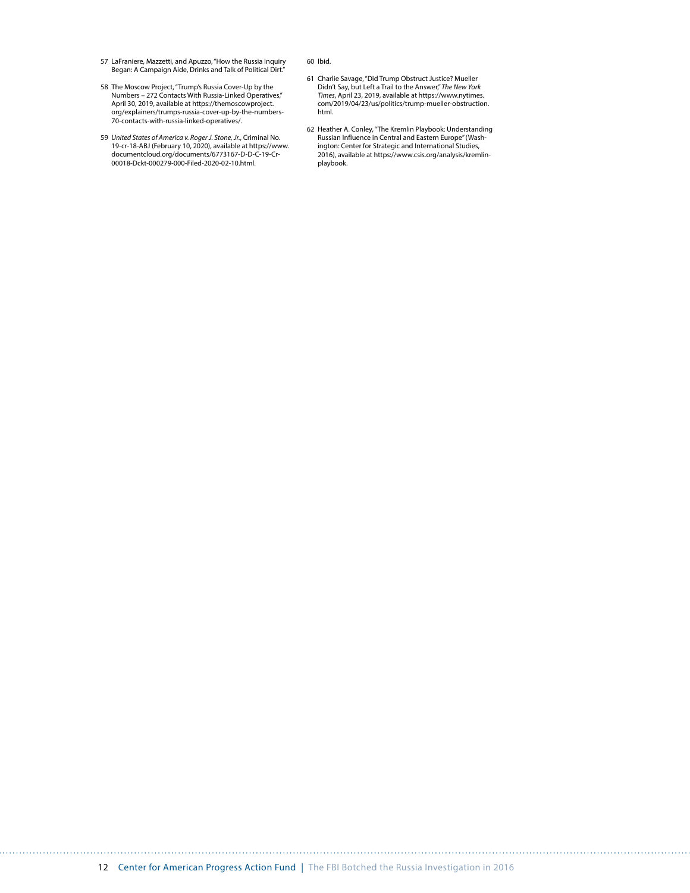57 LaFraniere, Mazzetti, and Apuzzo, "How the Russia Inquiry Began: A Campaign Aide, Drinks and Talk of Political Dirt."

58 The Moscow Project, "Trump's Russia Cover-Up by the Numbers – 272 Contacts With Russia-Linked Operatives," April 30, 2019, available at https://themoscowproject.org/explainers/trumps-russia-cover-up-by-the-numbers-70-contacts-with-russia-linked-operatives/.

59 *United States of America v. Roger J. Stone, Jr.*, Criminal No. 19-cr-18-ABJ (February 10, 2020), available at https://www.documentcloud.org/documents/6773167-D-D-C-19-Cr-00018-Dckt-000279-000-Filed-2020-02-10.html.

60 Ibid.

61 Charlie Savage, "Did Trump Obstruct Justice? Mueller Didn't Say, but Left a Trail to the Answer," *The New York Times*, April 23, 2019, available at https://www.nytimes.com/2019/04/23/us/politics/trump-mueller-obstruction.html.

62 Heather A. Conley, "The Kremlin Playbook: Understanding Russian Influence in Central and Eastern Europe" (Washington: Center for Strategic and International Studies, 2016), available at https://www.csis.org/analysis/kremlin-playbook.